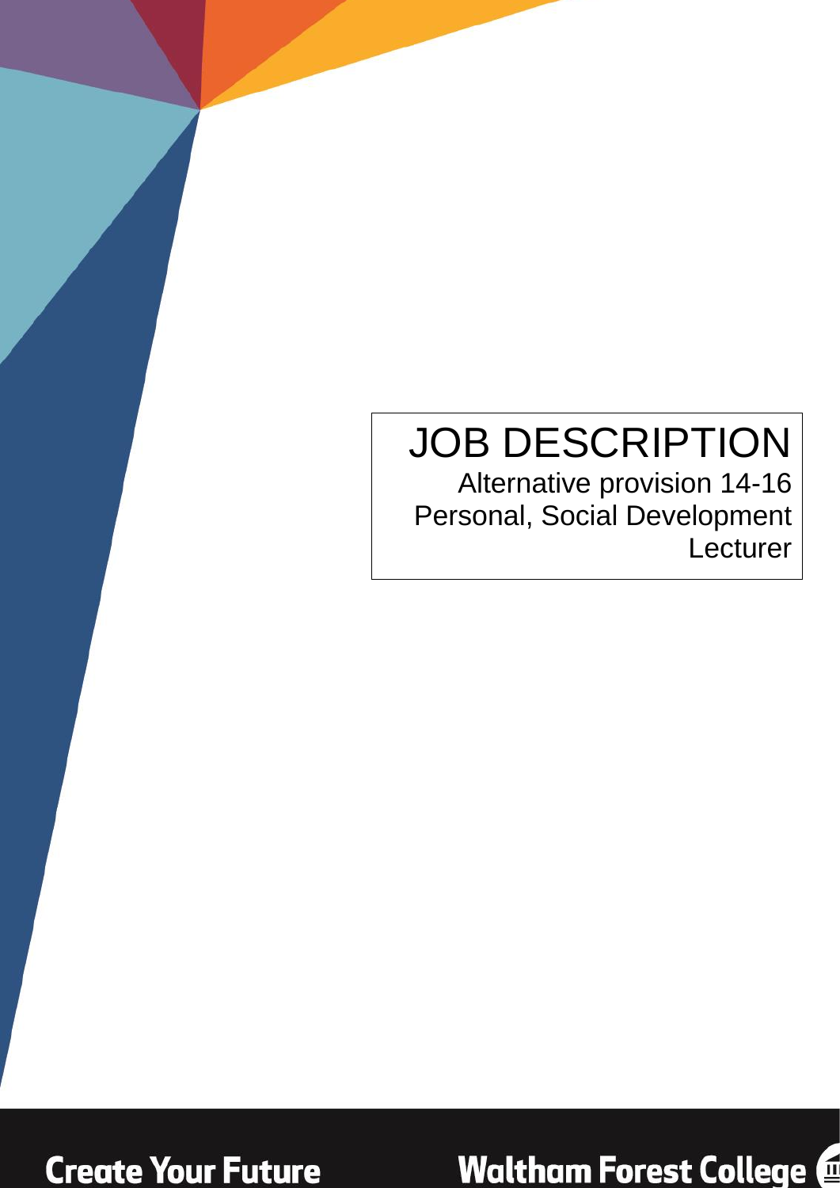# JOB DESCRIPTION

Alternative provision 14-16 Personal, Social Development Lecturer

Create Your Future

Waltham Forest College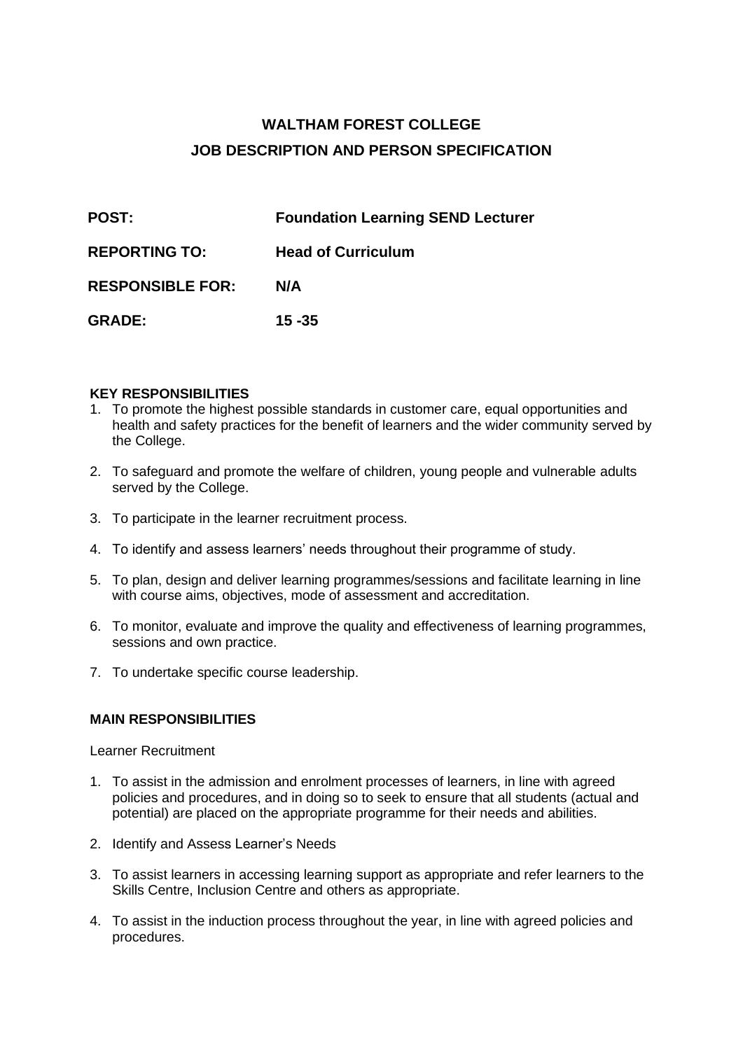# WALTHAM FOREST COLLEGE

## JOB DESCRIPTION AND PERSON SPECIFICATION

| | |
|---|---|
| **POST:** | **Foundation Learning SEND Lecturer** |
| **REPORTING TO:** | **Head of Curriculum** |
| **RESPONSIBLE FOR:** | **N/A** |
| **GRADE:** | **15 -35** |

### KEY RESPONSIBILITIES

1. To promote the highest possible standards in customer care, equal opportunities and health and safety practices for the benefit of learners and the wider community served by the College.
2. To safeguard and promote the welfare of children, young people and vulnerable adults served by the College.
3. To participate in the learner recruitment process.
4. To identify and assess learners' needs throughout their programme of study.
5. To plan, design and deliver learning programmes/sessions and facilitate learning in line with course aims, objectives, mode of assessment and accreditation.
6. To monitor, evaluate and improve the quality and effectiveness of learning programmes, sessions and own practice.
7. To undertake specific course leadership.

### MAIN RESPONSIBILITIES

Learner Recruitment

1. To assist in the admission and enrolment processes of learners, in line with agreed policies and procedures, and in doing so to seek to ensure that all students (actual and potential) are placed on the appropriate programme for their needs and abilities.
2. Identify and Assess Learner's Needs
3. To assist learners in accessing learning support as appropriate and refer learners to the Skills Centre, Inclusion Centre and others as appropriate.
4. To assist in the induction process throughout the year, in line with agreed policies and procedures.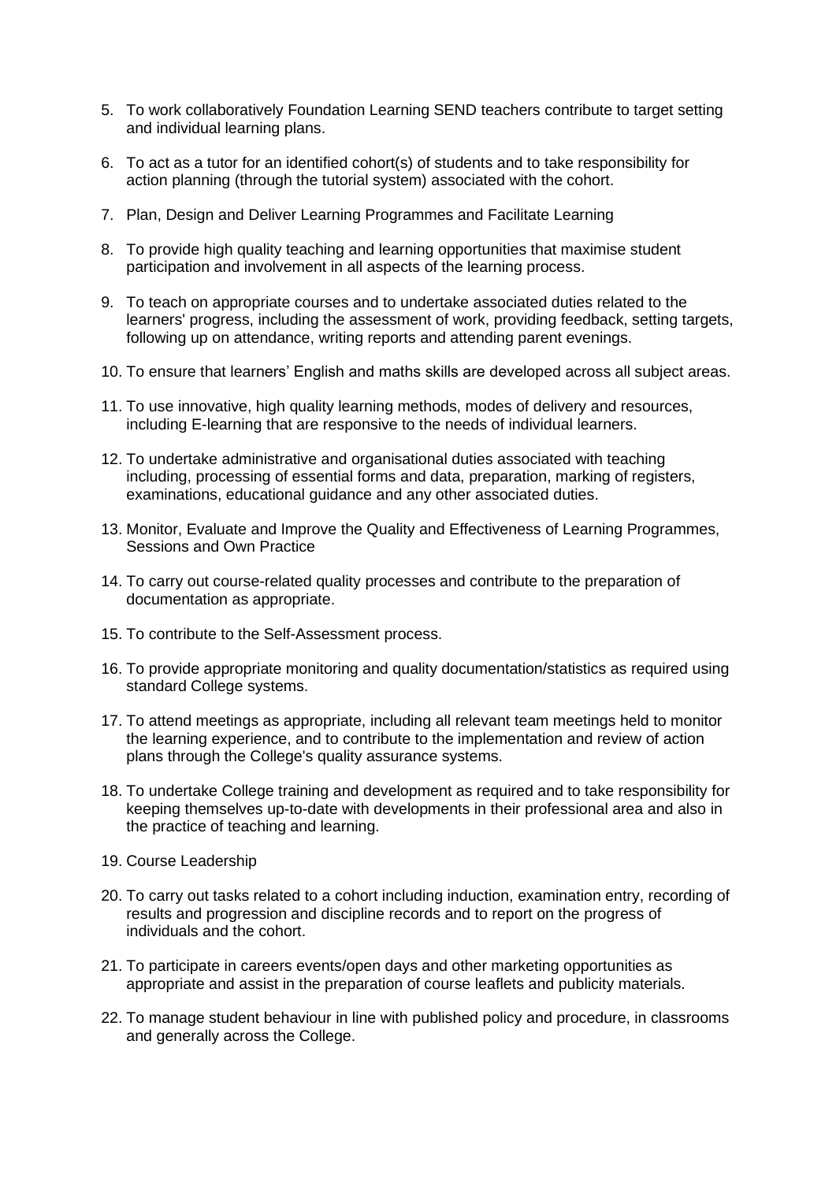5. To work collaboratively Foundation Learning SEND teachers contribute to target setting and individual learning plans.

6. To act as a tutor for an identified cohort(s) of students and to take responsibility for action planning (through the tutorial system) associated with the cohort.

7. Plan, Design and Deliver Learning Programmes and Facilitate Learning

8. To provide high quality teaching and learning opportunities that maximise student participation and involvement in all aspects of the learning process.

9. To teach on appropriate courses and to undertake associated duties related to the learners' progress, including the assessment of work, providing feedback, setting targets, following up on attendance, writing reports and attending parent evenings.

10. To ensure that learners' English and maths skills are developed across all subject areas.

11. To use innovative, high quality learning methods, modes of delivery and resources, including E-learning that are responsive to the needs of individual learners.

12. To undertake administrative and organisational duties associated with teaching including, processing of essential forms and data, preparation, marking of registers, examinations, educational guidance and any other associated duties.

13. Monitor, Evaluate and Improve the Quality and Effectiveness of Learning Programmes, Sessions and Own Practice

14. To carry out course-related quality processes and contribute to the preparation of documentation as appropriate.

15. To contribute to the Self-Assessment process.

16. To provide appropriate monitoring and quality documentation/statistics as required using standard College systems.

17. To attend meetings as appropriate, including all relevant team meetings held to monitor the learning experience, and to contribute to the implementation and review of action plans through the College's quality assurance systems.

18. To undertake College training and development as required and to take responsibility for keeping themselves up-to-date with developments in their professional area and also in the practice of teaching and learning.

19. Course Leadership

20. To carry out tasks related to a cohort including induction, examination entry, recording of results and progression and discipline records and to report on the progress of individuals and the cohort.

21. To participate in careers events/open days and other marketing opportunities as appropriate and assist in the preparation of course leaflets and publicity materials.

22. To manage student behaviour in line with published policy and procedure, in classrooms and generally across the College.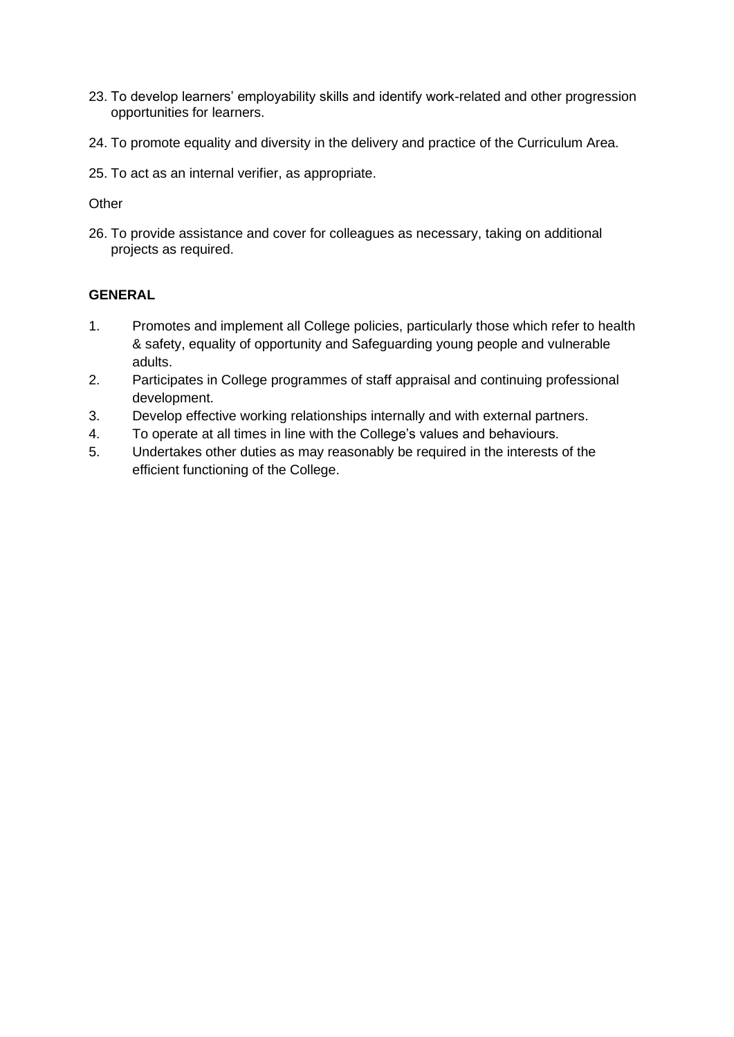23. To develop learners' employability skills and identify work-related and other progression opportunities for learners.

24. To promote equality and diversity in the delivery and practice of the Curriculum Area.

25. To act as an internal verifier, as appropriate.

Other

26. To provide assistance and cover for colleagues as necessary, taking on additional projects as required.

**GENERAL**

1. Promotes and implement all College policies, particularly those which refer to health & safety, equality of opportunity and Safeguarding young people and vulnerable adults.
2. Participates in College programmes of staff appraisal and continuing professional development.
3. Develop effective working relationships internally and with external partners.
4. To operate at all times in line with the College's values and behaviours.
5. Undertakes other duties as may reasonably be required in the interests of the efficient functioning of the College.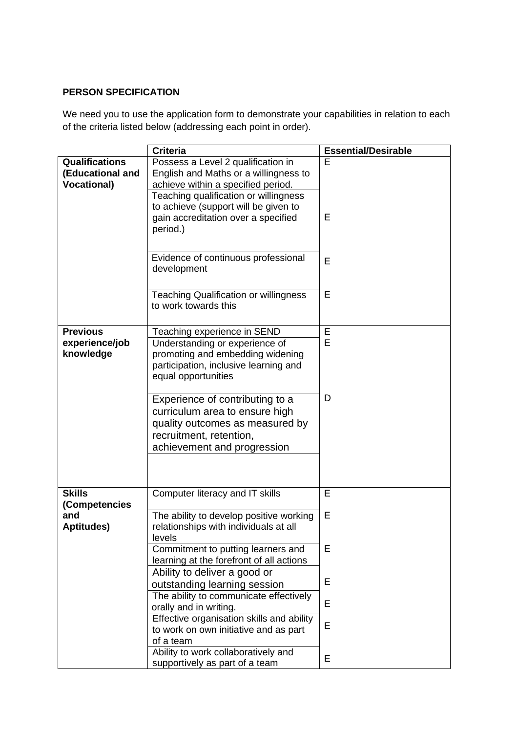**PERSON SPECIFICATION**

We need you to use the application form to demonstrate your capabilities in relation to each of the criteria listed below (addressing each point in order).

| | Criteria | Essential/Desirable |
|---|---|---|
| **Qualifications (Educational and Vocational)** | Possess a Level 2 qualification in English and Maths or a willingness to achieve within a specified period. | E |
| | Teaching qualification or willingness to achieve (support will be given to gain accreditation over a specified period.) | E |
| | Evidence of continuous professional development | E |
| | Teaching Qualification or willingness to work towards this | E |
| **Previous experience/job knowledge** | Teaching experience in SEND | E |
| | Understanding or experience of promoting and embedding widening participation, inclusive learning and equal opportunities | E |
| | Experience of contributing to a curriculum area to ensure high quality outcomes as measured by recruitment, retention, achievement and progression | D |
| | | |
| **Skills (Competencies and Aptitudes)** | Computer literacy and IT skills | E |
| | The ability to develop positive working relationships with individuals at all levels | E |
| | Commitment to putting learners and learning at the forefront of all actions | E |
| | Ability to deliver a good or outstanding learning session | E |
| | The ability to communicate effectively orally and in writing. | E |
| | Effective organisation skills and ability to work on own initiative and as part of a team | E |
| | Ability to work collaboratively and supportively as part of a team | E |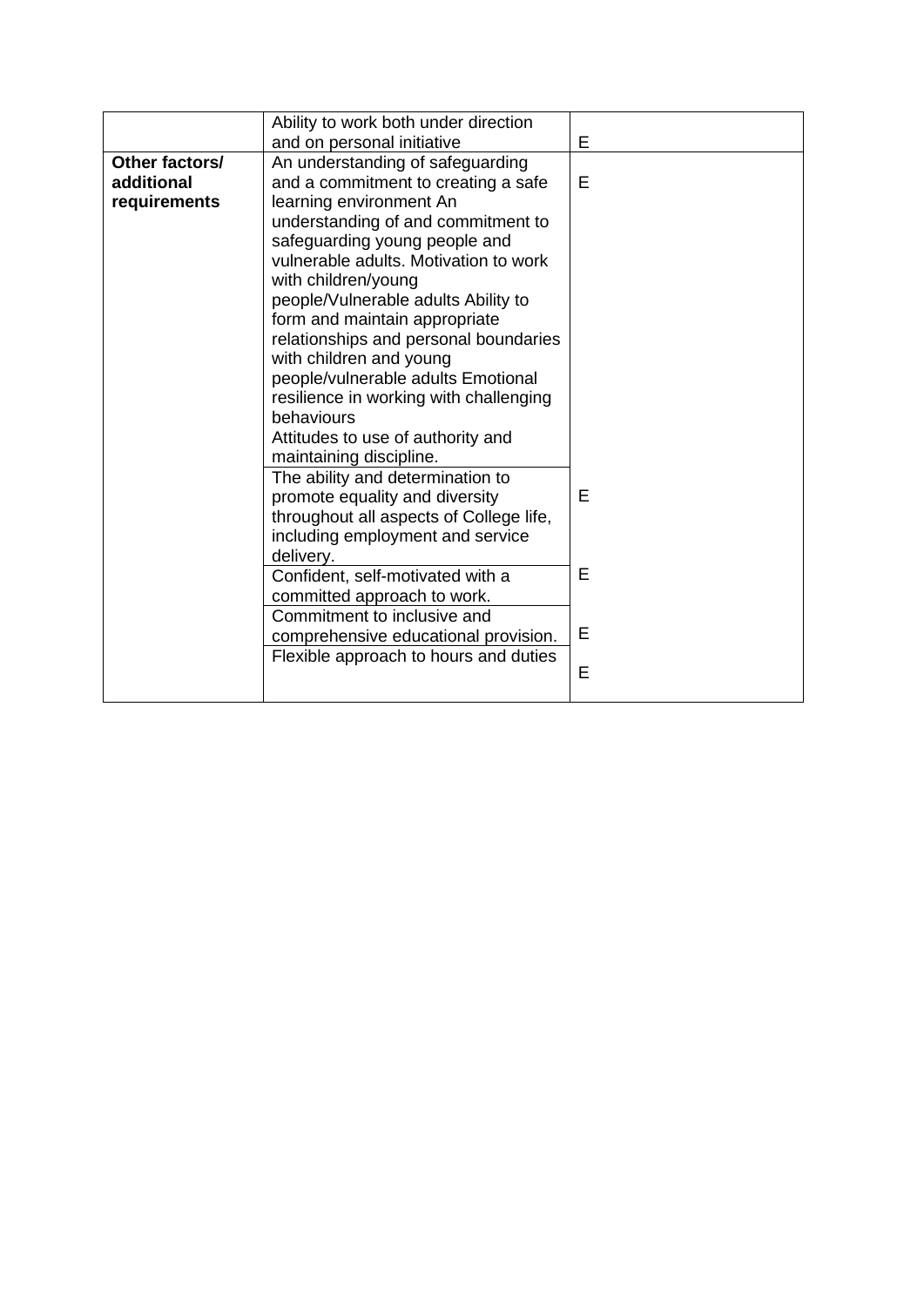| | | |
|---|---|---|
| | Ability to work both under direction and on personal initiative | E |
| **Other factors/ additional requirements** | An understanding of safeguarding and a commitment to creating a safe learning environment An understanding of and commitment to safeguarding young people and vulnerable adults. Motivation to work with children/young people/Vulnerable adults Ability to form and maintain appropriate relationships and personal boundaries with children and young people/vulnerable adults Emotional resilience in working with challenging behaviours<br>Attitudes to use of authority and maintaining discipline. | E |
| | The ability and determination to promote equality and diversity throughout all aspects of College life, including employment and service delivery. | E |
| | Confident, self-motivated with a committed approach to work. | E |
| | Commitment to inclusive and comprehensive educational provision. | E |
| | Flexible approach to hours and duties | E |